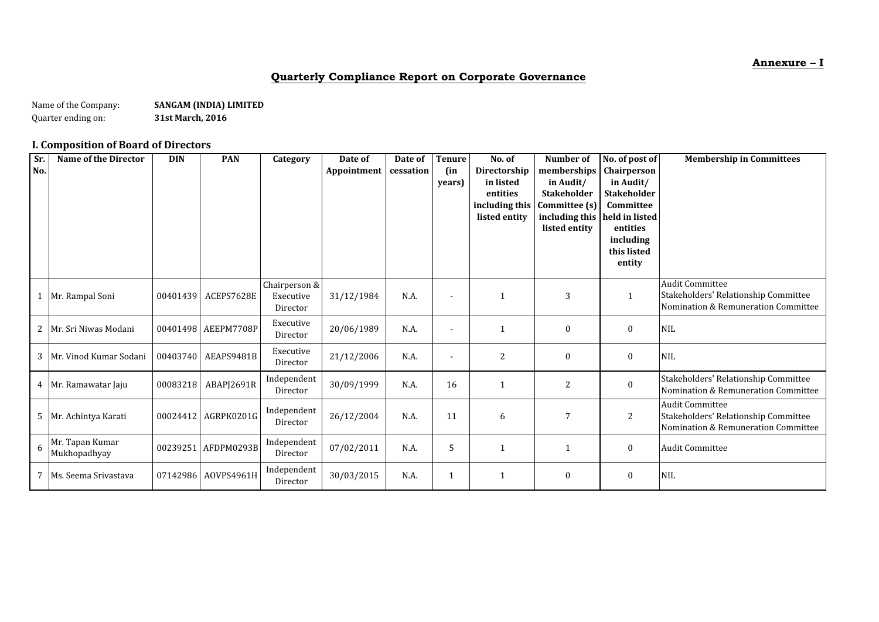**Annexure – I**

## Quarterly Compliance Report on Corporate Governance

Name of the Company: **SANGAM (INDIA) LIMITED**

Quarter ending on: **31st March, 2016**

### I. Composition of Board of Directors

| Sr. No. | Name of the Director | DIN | PAN | Category | Date of Appointment | Date of cessation | Tenure (in years) | No. of Directorship in listed entities including this listed entity | Number of memberships in Audit/ Stakeholder Committee (s) including this listed entity | No. of post of Chairperson in Audit/ Stakeholder Committee held in listed entities including this listed entity | Membership in Committees |
|---|---|---|---|---|---|---|---|---|---|---|---|
| 1 | Mr. Rampal Soni | 00401439 | ACEPS7628E | Chairperson & Executive Director | 31/12/1984 | N.A. | - | 1 | 3 | 1 | Audit Committee<br>Stakeholders' Relationship Committee<br>Nomination & Remuneration Committee |
| 2 | Mr. Sri Niwas Modani | 00401498 | AEEPM7708P | Executive Director | 20/06/1989 | N.A. | - | 1 | 0 | 0 | NIL |
| 3 | Mr. Vinod Kumar Sodani | 00403740 | AEAPS9481B | Executive Director | 21/12/2006 | N.A. | - | 2 | 0 | 0 | NIL |
| 4 | Mr. Ramawatar Jaju | 00083218 | ABAPJ2691R | Independent Director | 30/09/1999 | N.A. | 16 | 1 | 2 | 0 | Stakeholders' Relationship Committee<br>Nomination & Remuneration Committee |
| 5 | Mr. Achintya Karati | 00024412 | AGRPK0201G | Independent Director | 26/12/2004 | N.A. | 11 | 6 | 7 | 2 | Audit Committee<br>Stakeholders' Relationship Committee<br>Nomination & Remuneration Committee |
| 6 | Mr. Tapan Kumar Mukhopadhyay | 00239251 | AFDPM0293B | Independent Director | 07/02/2011 | N.A. | 5 | 1 | 1 | 0 | Audit Committee |
| 7 | Ms. Seema Srivastava | 07142986 | AOVPS4961H | Independent Director | 30/03/2015 | N.A. | 1 | 1 | 0 | 0 | NIL |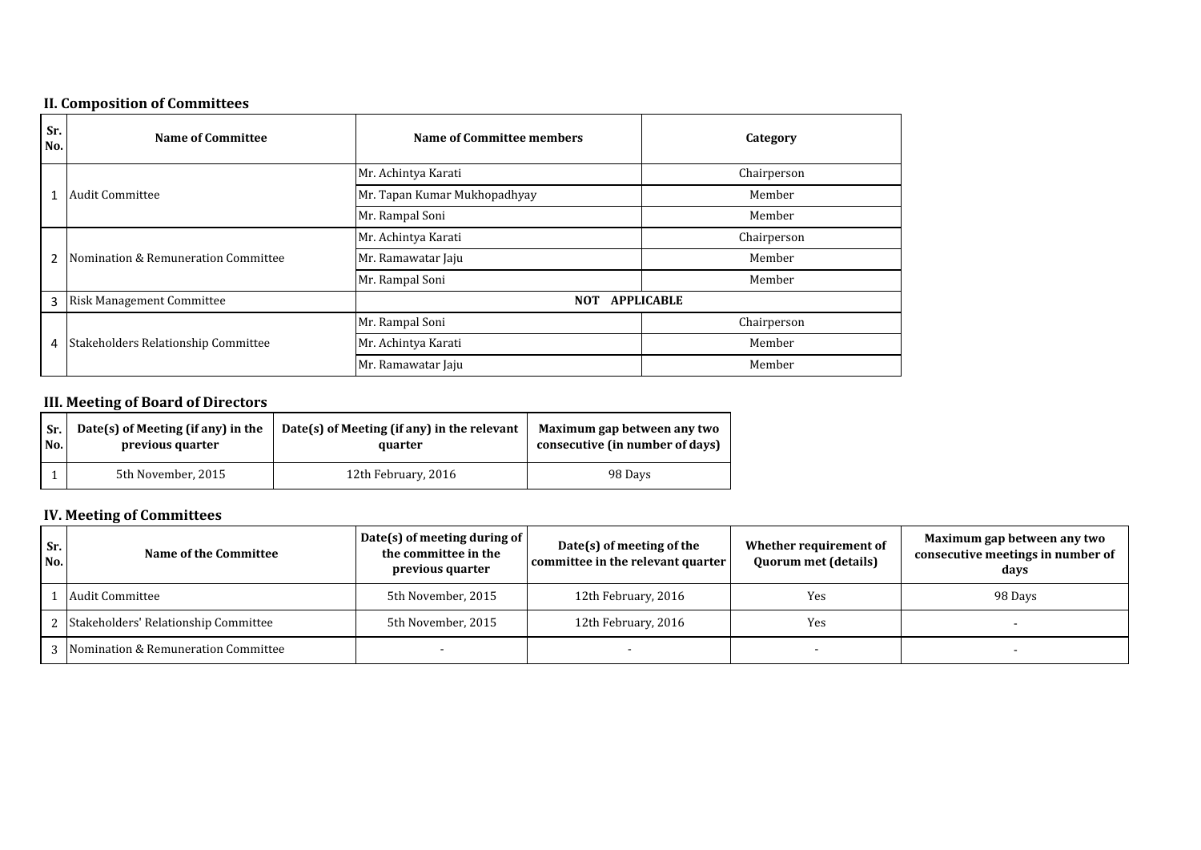### II. Composition of Committees

| Sr. No. | Name of Committee | Name of Committee members | Category |
|---|---|---|---|
| 1 | Audit Committee | Mr. Achintya Karati | Chairperson |
| | | Mr. Tapan Kumar Mukhopadhyay | Member |
| | | Mr. Rampal Soni | Member |
| 2 | Nomination & Remuneration Committee | Mr. Achintya Karati | Chairperson |
| | | Mr. Ramawatar Jaju | Member |
| | | Mr. Rampal Soni | Member |
| 3 | Risk Management Committee | NOT APPLICABLE | |
| 4 | Stakeholders Relationship Committee | Mr. Rampal Soni | Chairperson |
| | | Mr. Achintya Karati | Member |
| | | Mr. Ramawatar Jaju | Member |

### III. Meeting of Board of Directors

| Sr. No. | Date(s) of Meeting (if any) in the previous quarter | Date(s) of Meeting (if any) in the relevant quarter | Maximum gap between any two consecutive (in number of days) |
|---|---|---|---|
| 1 | 5th November, 2015 | 12th February, 2016 | 98 Days |

### IV. Meeting of Committees

| Sr. No. | Name of the Committee | Date(s) of meeting during of the committee in the previous quarter | Date(s) of meeting of the committee in the relevant quarter | Whether requirement of Quorum met (details) | Maximum gap between any two consecutive meetings in number of days |
|---|---|---|---|---|---|
| 1 | Audit Committee | 5th November, 2015 | 12th February, 2016 | Yes | 98 Days |
| 2 | Stakeholders' Relationship Committee | 5th November, 2015 | 12th February, 2016 | Yes | - |
| 3 | Nomination & Remuneration Committee | - | - | - | - |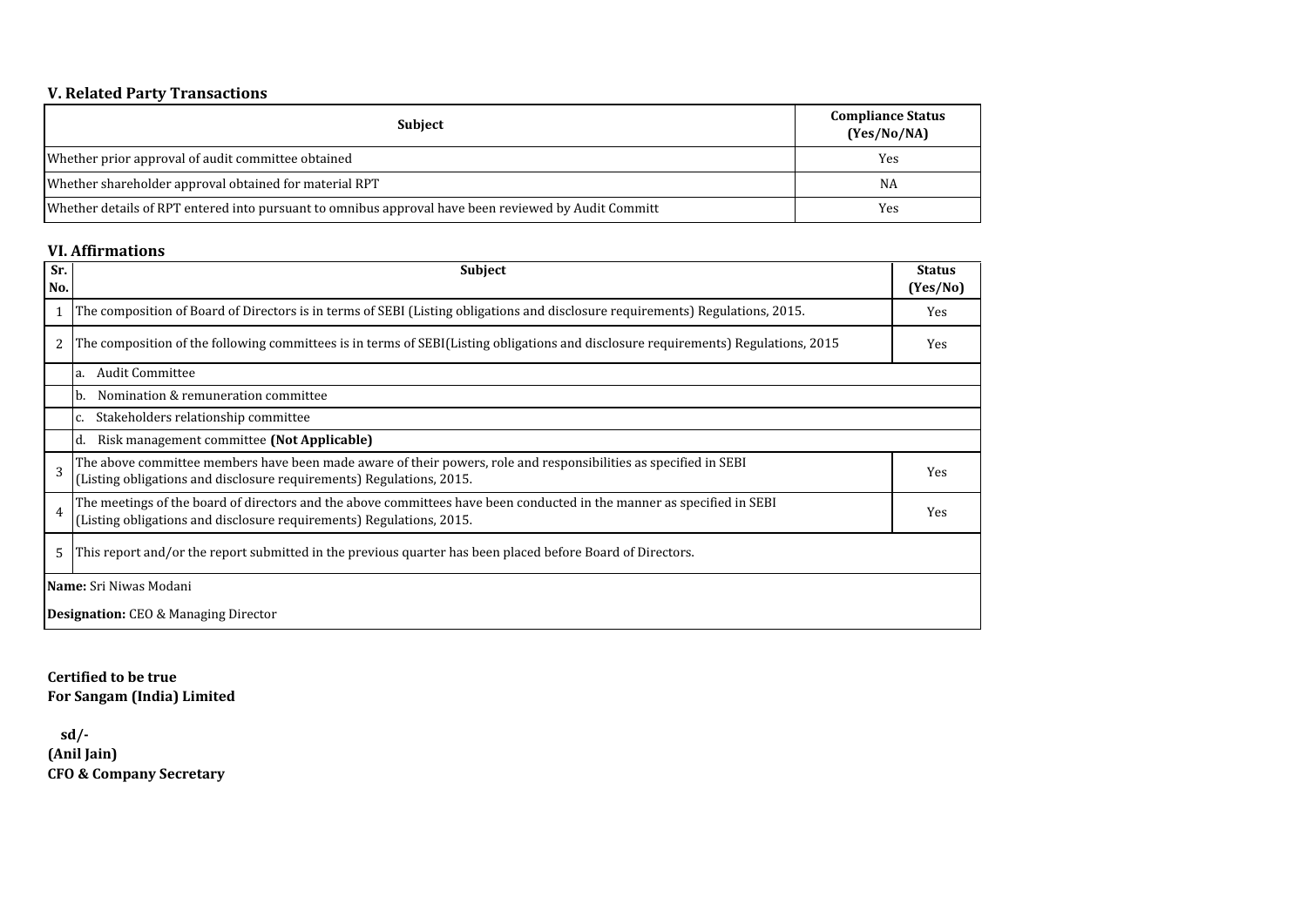### V. Related Party Transactions

| Subject | Compliance Status (Yes/No/NA) |
|---|---|
| Whether prior approval of audit committee obtained | Yes |
| Whether shareholder approval obtained for material RPT | NA |
| Whether details of RPT entered into pursuant to omnibus approval have been reviewed by Audit Committ | Yes |

### VI. Affirmations

| Sr. No. | Subject | Status (Yes/No) |
|---|---|---|
| 1 | The composition of Board of Directors is in terms of SEBI (Listing obligations and disclosure requirements) Regulations, 2015. | Yes |
| 2 | The composition of the following committees is in terms of SEBI(Listing obligations and disclosure requirements) Regulations, 2015 | Yes |
| | a. Audit Committee | |
| | b. Nomination & remuneration committee | |
| | c. Stakeholders relationship committee | |
| | d. Risk management committee **(Not Applicable)** | |
| 3 | The above committee members have been made aware of their powers, role and responsibilities as specified in SEBI (Listing obligations and disclosure requirements) Regulations, 2015. | Yes |
| 4 | The meetings of the board of directors and the above committees have been conducted in the manner as specified in SEBI (Listing obligations and disclosure requirements) Regulations, 2015. | Yes |
| 5 | This report and/or the report submitted in the previous quarter has been placed before Board of Directors. | |

**Name:** Sri Niwas Modani

**Designation:** CEO & Managing Director

**Certified to be true**
**For Sangam (India) Limited**

**sd/-**
**(Anil Jain)**
**CFO & Company Secretary**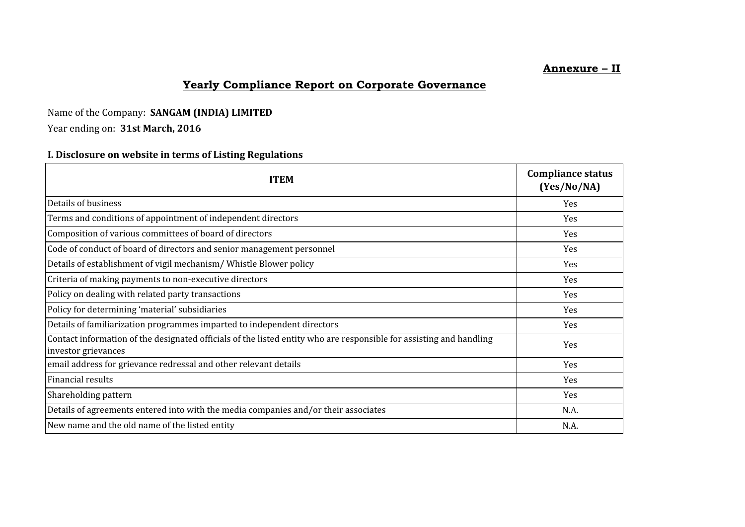**Annexure – II**

# Yearly Compliance Report on Corporate Governance

Name of the Company: **SANGAM (INDIA) LIMITED**

Year ending on: **31st March, 2016**

## I. Disclosure on website in terms of Listing Regulations

| ITEM | Compliance status (Yes/No/NA) |
|---|---|
| Details of business | Yes |
| Terms and conditions of appointment of independent directors | Yes |
| Composition of various committees of board of directors | Yes |
| Code of conduct of board of directors and senior management personnel | Yes |
| Details of establishment of vigil mechanism/ Whistle Blower policy | Yes |
| Criteria of making payments to non-executive directors | Yes |
| Policy on dealing with related party transactions | Yes |
| Policy for determining 'material' subsidiaries | Yes |
| Details of familiarization programmes imparted to independent directors | Yes |
| Contact information of the designated officials of the listed entity who are responsible for assisting and handling investor grievances | Yes |
| email address for grievance redressal and other relevant details | Yes |
| Financial results | Yes |
| Shareholding pattern | Yes |
| Details of agreements entered into with the media companies and/or their associates | N.A. |
| New name and the old name of the listed entity | N.A. |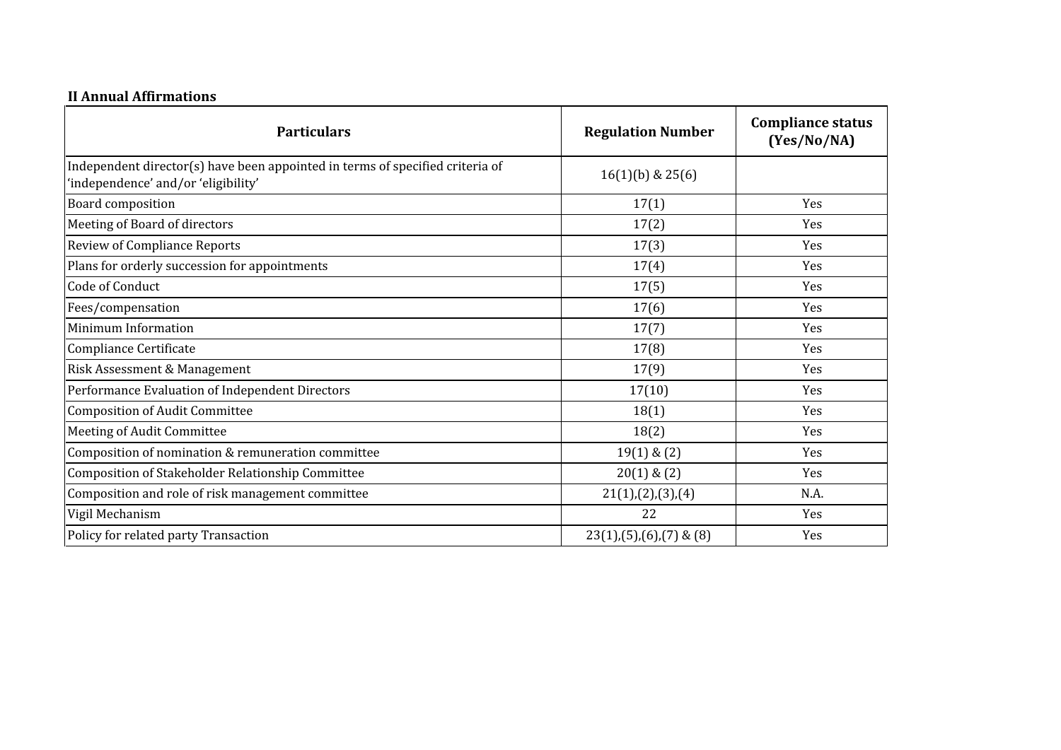**II Annual Affirmations**

| Particulars | Regulation Number | Compliance status (Yes/No/NA) |
|---|---|---|
| Independent director(s) have been appointed in terms of specified criteria of 'independence' and/or 'eligibility' | 16(1)(b) & 25(6) | |
| Board composition | 17(1) | Yes |
| Meeting of Board of directors | 17(2) | Yes |
| Review of Compliance Reports | 17(3) | Yes |
| Plans for orderly succession for appointments | 17(4) | Yes |
| Code of Conduct | 17(5) | Yes |
| Fees/compensation | 17(6) | Yes |
| Minimum Information | 17(7) | Yes |
| Compliance Certificate | 17(8) | Yes |
| Risk Assessment & Management | 17(9) | Yes |
| Performance Evaluation of Independent Directors | 17(10) | Yes |
| Composition of Audit Committee | 18(1) | Yes |
| Meeting of Audit Committee | 18(2) | Yes |
| Composition of nomination & remuneration committee | 19(1) & (2) | Yes |
| Composition of Stakeholder Relationship Committee | 20(1) & (2) | Yes |
| Composition and role of risk management committee | 21(1),(2),(3),(4) | N.A. |
| Vigil Mechanism | 22 | Yes |
| Policy for related party Transaction | 23(1),(5),(6),(7) & (8) | Yes |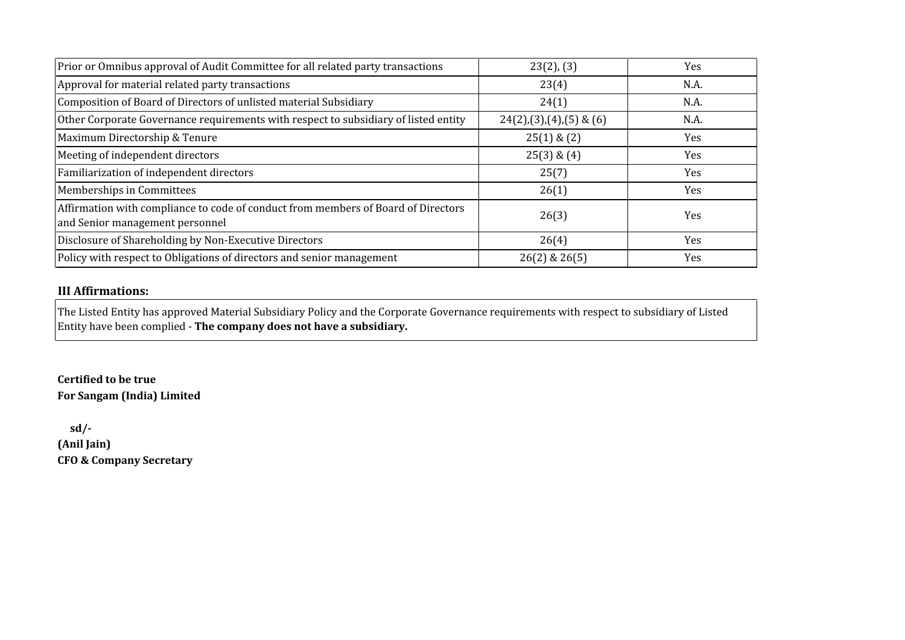| | | |
|---|---|---|
| Prior or Omnibus approval of Audit Committee for all related party transactions | 23(2), (3) | Yes |
| Approval for material related party transactions | 23(4) | N.A. |
| Composition of Board of Directors of unlisted material Subsidiary | 24(1) | N.A. |
| Other Corporate Governance requirements with respect to subsidiary of listed entity | 24(2),(3),(4),(5) & (6) | N.A. |
| Maximum Directorship & Tenure | 25(1) & (2) | Yes |
| Meeting of independent directors | 25(3) & (4) | Yes |
| Familiarization of independent directors | 25(7) | Yes |
| Memberships in Committees | 26(1) | Yes |
| Affirmation with compliance to code of conduct from members of Board of Directors and Senior management personnel | 26(3) | Yes |
| Disclosure of Shareholding by Non-Executive Directors | 26(4) | Yes |
| Policy with respect to Obligations of directors and senior management | 26(2) & 26(5) | Yes |

**III Affirmations:**

The Listed Entity has approved Material Subsidiary Policy and the Corporate Governance requirements with respect to subsidiary of Listed Entity have been complied - **The company does not have a subsidiary.**

**Certified to be true**
**For Sangam (India) Limited**

**sd/-**
**(Anil Jain)**
**CFO & Company Secretary**